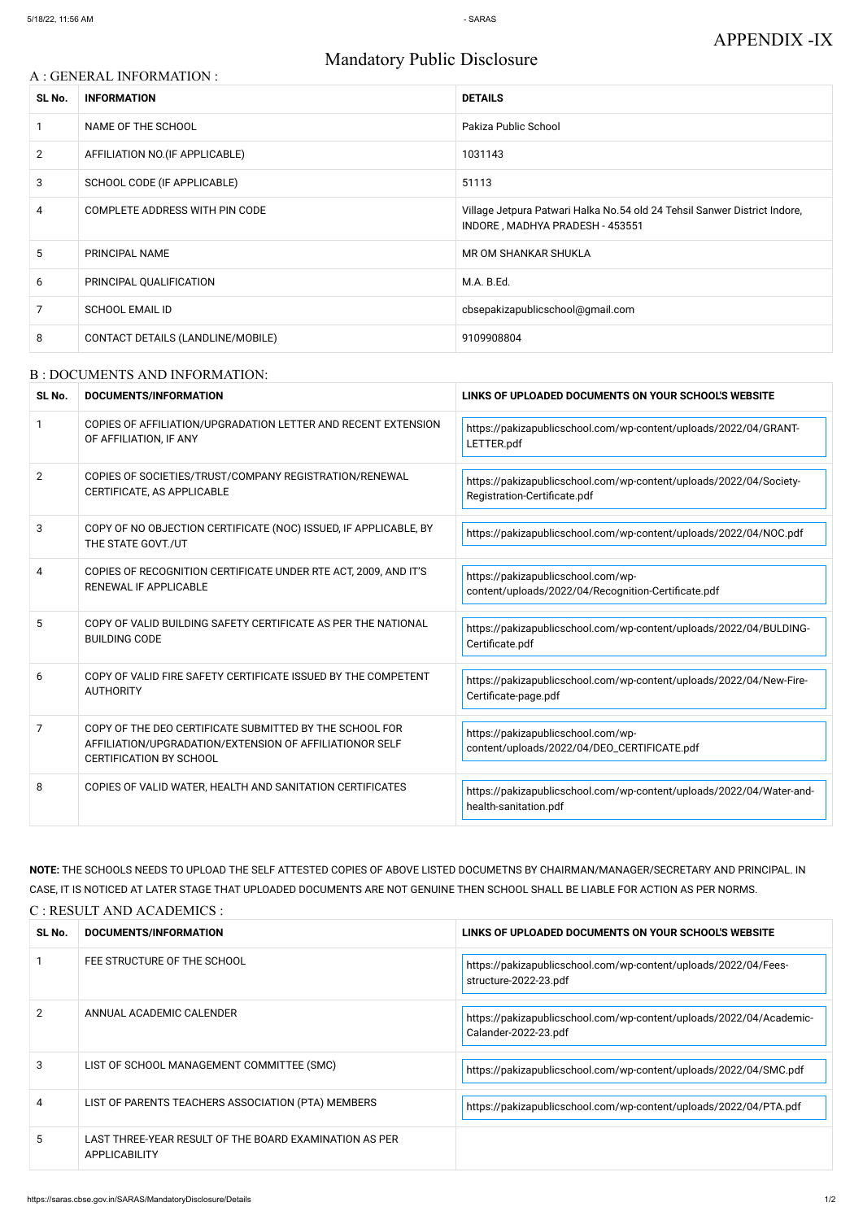APPENDIX -IX

# Mandatory Public Disclosure

## A : GENERAL INFORMATION :

| SL No. | INFORMATION | DETAILS |
|---|---|---|
| 1 | NAME OF THE SCHOOL | Pakiza Public School |
| 2 | AFFILIATION NO.(IF APPLICABLE) | 1031143 |
| 3 | SCHOOL CODE (IF APPLICABLE) | 51113 |
| 4 | COMPLETE ADDRESS WITH PIN CODE | Village Jetpura Patwari Halka No.54 old 24 Tehsil Sanwer District Indore, INDORE , MADHYA PRADESH - 453551 |
| 5 | PRINCIPAL NAME | MR OM SHANKAR SHUKLA |
| 6 | PRINCIPAL QUALIFICATION | M.A. B.Ed. |
| 7 | SCHOOL EMAIL ID | cbsepakizapublicschool@gmail.com |
| 8 | CONTACT DETAILS (LANDLINE/MOBILE) | 9109908804 |

## B : DOCUMENTS AND INFORMATION:

| SL No. | DOCUMENTS/INFORMATION | LINKS OF UPLOADED DOCUMENTS ON YOUR SCHOOL'S WEBSITE |
|---|---|---|
| 1 | COPIES OF AFFILIATION/UPGRADATION LETTER AND RECENT EXTENSION OF AFFILIATION, IF ANY | https://pakizapublicschool.com/wp-content/uploads/2022/04/GRANT-LETTER.pdf |
| 2 | COPIES OF SOCIETIES/TRUST/COMPANY REGISTRATION/RENEWAL CERTIFICATE, AS APPLICABLE | https://pakizapublicschool.com/wp-content/uploads/2022/04/Society-Registration-Certificate.pdf |
| 3 | COPY OF NO OBJECTION CERTIFICATE (NOC) ISSUED, IF APPLICABLE, BY THE STATE GOVT./UT | https://pakizapublicschool.com/wp-content/uploads/2022/04/NOC.pdf |
| 4 | COPIES OF RECOGNITION CERTIFICATE UNDER RTE ACT, 2009, AND IT'S RENEWAL IF APPLICABLE | https://pakizapublicschool.com/wp-content/uploads/2022/04/Recognition-Certificate.pdf |
| 5 | COPY OF VALID BUILDING SAFETY CERTIFICATE AS PER THE NATIONAL BUILDING CODE | https://pakizapublicschool.com/wp-content/uploads/2022/04/BULDING-Certificate.pdf |
| 6 | COPY OF VALID FIRE SAFETY CERTIFICATE ISSUED BY THE COMPETENT AUTHORITY | https://pakizapublicschool.com/wp-content/uploads/2022/04/New-Fire-Certificate-page.pdf |
| 7 | COPY OF THE DEO CERTIFICATE SUBMITTED BY THE SCHOOL FOR AFFILIATION/UPGRADATION/EXTENSION OF AFFILIATIONOR SELF CERTIFICATION BY SCHOOL | https://pakizapublicschool.com/wp-content/uploads/2022/04/DEO_CERTIFICATE.pdf |
| 8 | COPIES OF VALID WATER, HEALTH AND SANITATION CERTIFICATES | https://pakizapublicschool.com/wp-content/uploads/2022/04/Water-and-health-sanitation.pdf |

**NOTE:** THE SCHOOLS NEEDS TO UPLOAD THE SELF ATTESTED COPIES OF ABOVE LISTED DOCUMETNS BY CHAIRMAN/MANAGER/SECRETARY AND PRINCIPAL. IN CASE, IT IS NOTICED AT LATER STAGE THAT UPLOADED DOCUMENTS ARE NOT GENUINE THEN SCHOOL SHALL BE LIABLE FOR ACTION AS PER NORMS.

## C : RESULT AND ACADEMICS :

| SL No. | DOCUMENTS/INFORMATION | LINKS OF UPLOADED DOCUMENTS ON YOUR SCHOOL'S WEBSITE |
|---|---|---|
| 1 | FEE STRUCTURE OF THE SCHOOL | https://pakizapublicschool.com/wp-content/uploads/2022/04/Fees-structure-2022-23.pdf |
| 2 | ANNUAL ACADEMIC CALENDER | https://pakizapublicschool.com/wp-content/uploads/2022/04/Academic-Calander-2022-23.pdf |
| 3 | LIST OF SCHOOL MANAGEMENT COMMITTEE (SMC) | https://pakizapublicschool.com/wp-content/uploads/2022/04/SMC.pdf |
| 4 | LIST OF PARENTS TEACHERS ASSOCIATION (PTA) MEMBERS | https://pakizapublicschool.com/wp-content/uploads/2022/04/PTA.pdf |
| 5 | LAST THREE-YEAR RESULT OF THE BOARD EXAMINATION AS PER APPLICABILITY | |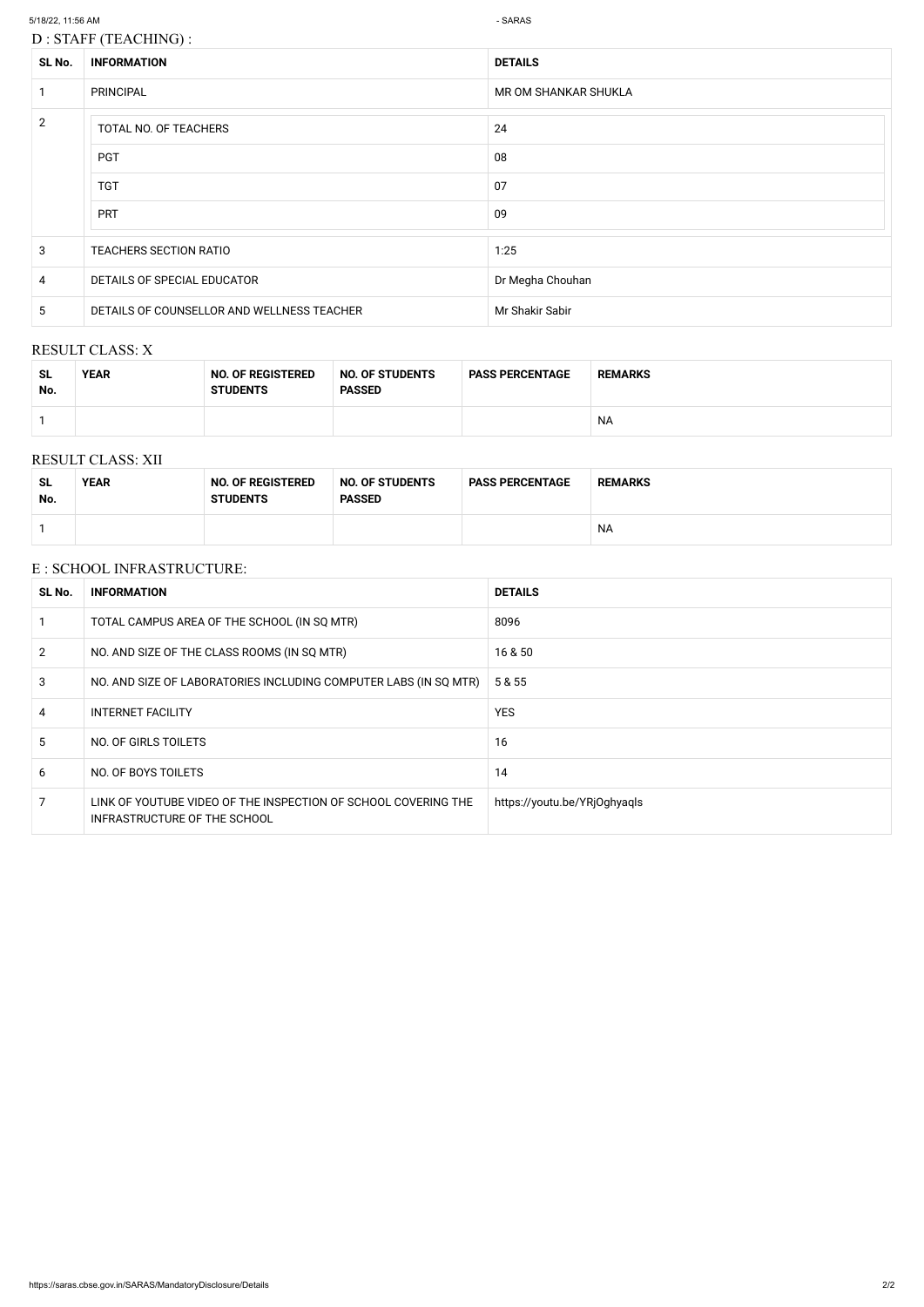## D : STAFF (TEACHING) :

| SL No. | INFORMATION | DETAILS |
|---|---|---|
| 1 | PRINCIPAL | MR OM SHANKAR SHUKLA |
| 2 | TOTAL NO. OF TEACHERS | 24 |
| | PGT | 08 |
| | TGT | 07 |
| | PRT | 09 |
| 3 | TEACHERS SECTION RATIO | 1:25 |
| 4 | DETAILS OF SPECIAL EDUCATOR | Dr Megha Chouhan |
| 5 | DETAILS OF COUNSELLOR AND WELLNESS TEACHER | Mr Shakir Sabir |

## RESULT CLASS: X

| SL No. | YEAR | NO. OF REGISTERED STUDENTS | NO. OF STUDENTS PASSED | PASS PERCENTAGE | REMARKS |
|---|---|---|---|---|---|
| 1 | | | | | NA |

## RESULT CLASS: XII

| SL No. | YEAR | NO. OF REGISTERED STUDENTS | NO. OF STUDENTS PASSED | PASS PERCENTAGE | REMARKS |
|---|---|---|---|---|---|
| 1 | | | | | NA |

## E : SCHOOL INFRASTRUCTURE:

| SL No. | INFORMATION | DETAILS |
|---|---|---|
| 1 | TOTAL CAMPUS AREA OF THE SCHOOL (IN SQ MTR) | 8096 |
| 2 | NO. AND SIZE OF THE CLASS ROOMS (IN SQ MTR) | 16 & 50 |
| 3 | NO. AND SIZE OF LABORATORIES INCLUDING COMPUTER LABS (IN SQ MTR) | 5 & 55 |
| 4 | INTERNET FACILITY | YES |
| 5 | NO. OF GIRLS TOILETS | 16 |
| 6 | NO. OF BOYS TOILETS | 14 |
| 7 | LINK OF YOUTUBE VIDEO OF THE INSPECTION OF SCHOOL COVERING THE INFRASTRUCTURE OF THE SCHOOL | https://youtu.be/YRjOghyaqls |